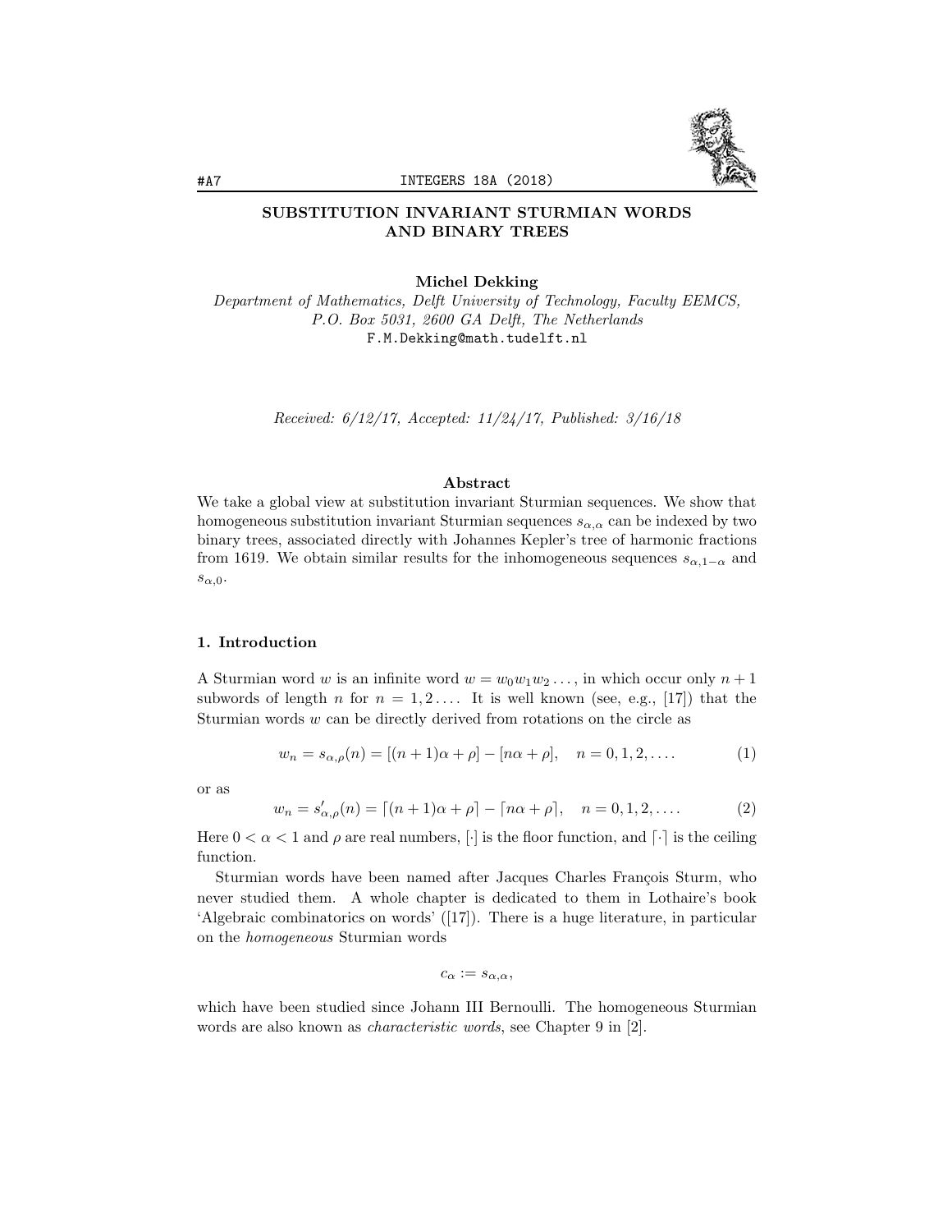# SUBSTITUTION INVARIANT STURMIAN WORDS AND BINARY TREES

**Michel Dekking**

*Department of Mathematics, Delft University of Technology, Faculty EEMCS, P.O. Box 5031, 2600 GA Delft, The Netherlands*
F.M.Dekking@math.tudelft.nl

*Received: 6/12/17, Accepted: 11/24/17, Published: 3/16/18*

## Abstract

We take a global view at substitution invariant Sturmian sequences. We show that homogeneous substitution invariant Sturmian sequences $s_{\alpha,\alpha}$ can be indexed by two binary trees, associated directly with Johannes Kepler's tree of harmonic fractions from 1619. We obtain similar results for the inhomogeneous sequences $s_{\alpha,1-\alpha}$ and $s_{\alpha,0}$.

## 1. Introduction

A Sturmian word $w$ is an infinite word $w = w_0w_1w_2\dots$, in which occur only $n+1$ subwords of length $n$ for $n = 1, 2\dots$. It is well known (see, e.g., [17]) that the Sturmian words $w$ can be directly derived from rotations on the circle as

$$w_n = s_{\alpha,\rho}(n) = [(n+1)\alpha + \rho] - [n\alpha + \rho], \quad n = 0, 1, 2, \dots. \tag{1}$$

or as

$$w_n = s'_{\alpha,\rho}(n) = \lceil (n+1)\alpha + \rho \rceil - \lceil n\alpha + \rho \rceil, \quad n = 0, 1, 2, \dots. \tag{2}$$

Here $0 < \alpha < 1$ and $\rho$ are real numbers, $[\cdot]$ is the floor function, and $\lceil\cdot\rceil$ is the ceiling function.

Sturmian words have been named after Jacques Charles François Sturm, who never studied them. A whole chapter is dedicated to them in Lothaire's book 'Algebraic combinatorics on words' ([17]). There is a huge literature, in particular on the *homogeneous* Sturmian words

$$c_\alpha := s_{\alpha,\alpha},$$

which have been studied since Johann III Bernoulli. The homogeneous Sturmian words are also known as *characteristic words*, see Chapter 9 in [2].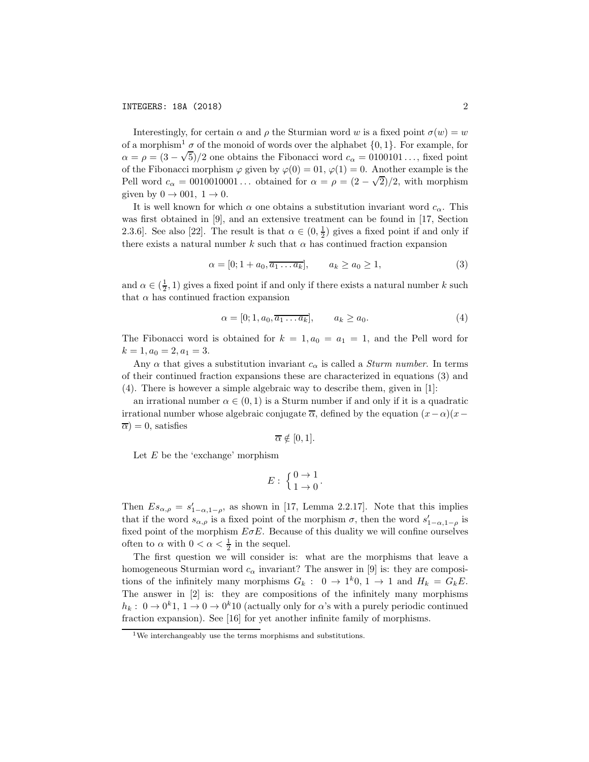Interestingly, for certain $\alpha$ and $\rho$ the Sturmian word $w$ is a fixed point $\sigma(w) = w$ of a morphism[1] $\sigma$ of the monoid of words over the alphabet $\{0, 1\}$. For example, for $\alpha = \rho = (3 - \sqrt{5})/2$ one obtains the Fibonacci word $c_\alpha = 0100101\ldots$, fixed point of the Fibonacci morphism $\varphi$ given by $\varphi(0) = 01$, $\varphi(1) = 0$. Another example is the Pell word $c_\alpha = 0010010001\ldots$ obtained for $\alpha = \rho = (2 - \sqrt{2})/2$, with morphism given by $0 \to 001,\ 1 \to 0$.

It is well known for which $\alpha$ one obtains a substitution invariant word $c_\alpha$. This was first obtained in [9], and an extensive treatment can be found in [17, Section 2.3.6]. See also [22]. The result is that $\alpha \in (0, \frac{1}{2})$ gives a fixed point if and only if there exists a natural number $k$ such that $\alpha$ has continued fraction expansion

$$\alpha = [0; 1 + a_0, \overline{a_1 \ldots a_k}], \qquad a_k \geq a_0 \geq 1, \tag{3}$$

and $\alpha \in (\frac{1}{2}, 1)$ gives a fixed point if and only if there exists a natural number $k$ such that $\alpha$ has continued fraction expansion

$$\alpha = [0; 1, a_0, \overline{a_1 \ldots a_k}], \qquad a_k \geq a_0. \tag{4}$$

The Fibonacci word is obtained for $k = 1, a_0 = a_1 = 1$, and the Pell word for $k = 1, a_0 = 2, a_1 = 3$.

Any $\alpha$ that gives a substitution invariant $c_\alpha$ is called a *Sturm number*. In terms of their continued fraction expansions these are characterized in equations (3) and (4). There is however a simple algebraic way to describe them, given in [1]:

an irrational number $\alpha \in (0, 1)$ is a Sturm number if and only if it is a quadratic irrational number whose algebraic conjugate $\overline{\alpha}$, defined by the equation $(x - \alpha)(x - \overline{\alpha}) = 0$, satisfies

$$\overline{\alpha} \notin [0, 1].$$

Let $E$ be the 'exchange' morphism

$$E : \begin{cases} 0 \to 1 \\ 1 \to 0 \end{cases}.$$

Then $Es_{\alpha,\rho} = s'_{1-\alpha,1-\rho}$, as shown in [17, Lemma 2.2.17]. Note that this implies that if the word $s_{\alpha,\rho}$ is a fixed point of the morphism $\sigma$, then the word $s'_{1-\alpha,1-\rho}$ is fixed point of the morphism $E\sigma E$. Because of this duality we will confine ourselves often to $\alpha$ with $0 < \alpha < \frac{1}{2}$ in the sequel.

The first question we will consider is: what are the morphisms that leave a homogeneous Sturmian word $c_\alpha$ invariant? The answer in [9] is: they are compositions of the infinitely many morphisms $G_k :\ 0 \to 1^k0,\ 1 \to 1$ and $H_k = G_kE$. The answer in [2] is: they are compositions of the infinitely many morphisms $h_k :\ 0 \to 0^k1,\ 1 \to 0 \to 0^k10$ (actually only for $\alpha$'s with a purely periodic continued fraction expansion). See [16] for yet another infinite family of morphisms.

[1] We interchangeably use the terms morphisms and substitutions.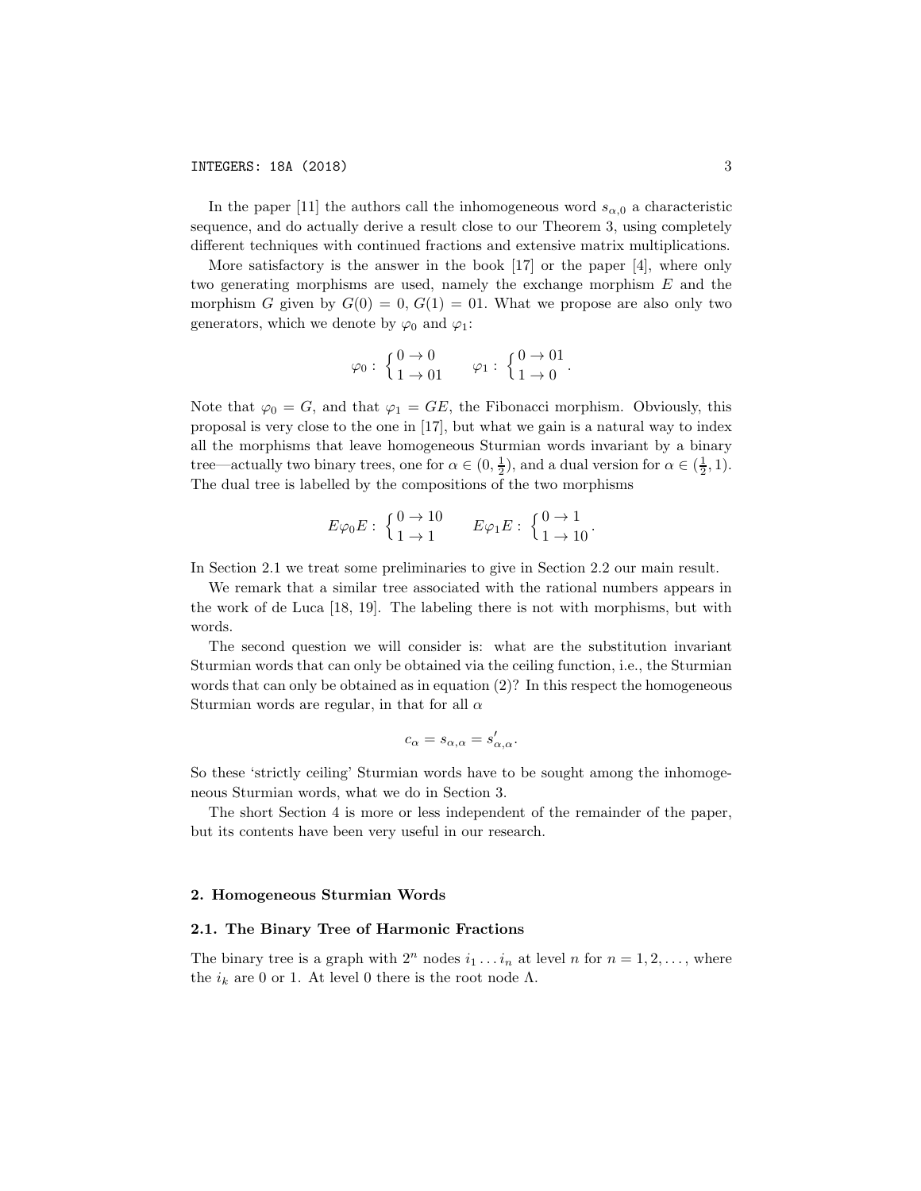In the paper [11] the authors call the inhomogeneous word $s_{\alpha,0}$ a characteristic sequence, and do actually derive a result close to our Theorem 3, using completely different techniques with continued fractions and extensive matrix multiplications.

More satisfactory is the answer in the book [17] or the paper [4], where only two generating morphisms are used, namely the exchange morphism $E$ and the morphism $G$ given by $G(0) = 0$, $G(1) = 01$. What we propose are also only two generators, which we denote by $\varphi_0$ and $\varphi_1$:

$$\varphi_0 : \begin{cases} 0 \to 0 \\ 1 \to 01 \end{cases} \qquad \varphi_1 : \begin{cases} 0 \to 01 \\ 1 \to 0 \end{cases}.$$

Note that $\varphi_0 = G$, and that $\varphi_1 = GE$, the Fibonacci morphism. Obviously, this proposal is very close to the one in [17], but what we gain is a natural way to index all the morphisms that leave homogeneous Sturmian words invariant by a binary tree—actually two binary trees, one for $\alpha \in (0, \frac{1}{2})$, and a dual version for $\alpha \in (\frac{1}{2}, 1)$. The dual tree is labelled by the compositions of the two morphisms

$$E\varphi_0 E : \begin{cases} 0 \to 10 \\ 1 \to 1 \end{cases} \qquad E\varphi_1 E : \begin{cases} 0 \to 1 \\ 1 \to 10 \end{cases}.$$

In Section 2.1 we treat some preliminaries to give in Section 2.2 our main result.

We remark that a similar tree associated with the rational numbers appears in the work of de Luca [18, 19]. The labeling there is not with morphisms, but with words.

The second question we will consider is: what are the substitution invariant Sturmian words that can only be obtained via the ceiling function, i.e., the Sturmian words that can only be obtained as in equation (2)? In this respect the homogeneous Sturmian words are regular, in that for all $\alpha$

$$c_\alpha = s_{\alpha,\alpha} = s'_{\alpha,\alpha}.$$

So these 'strictly ceiling' Sturmian words have to be sought among the inhomogeneous Sturmian words, what we do in Section 3.

The short Section 4 is more or less independent of the remainder of the paper, but its contents have been very useful in our research.

## 2. Homogeneous Sturmian Words

### 2.1. The Binary Tree of Harmonic Fractions

The binary tree is a graph with $2^n$ nodes $i_1 \dots i_n$ at level $n$ for $n = 1, 2, \dots$, where the $i_k$ are 0 or 1. At level 0 there is the root node $\Lambda$.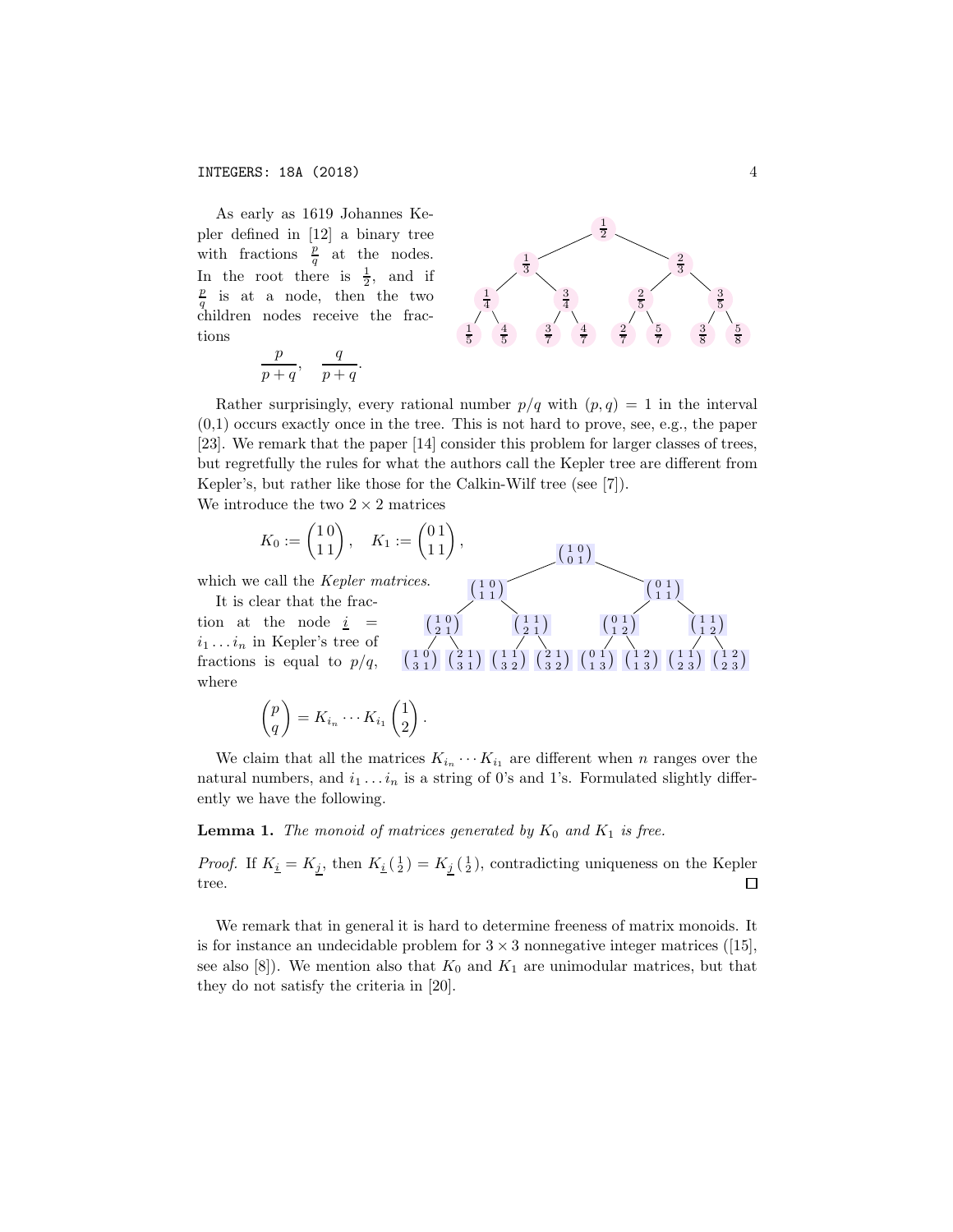As early as 1619 Johannes Kepler defined in [12] a binary tree with fractions $\frac{p}{q}$ at the nodes. In the root there is $\frac{1}{2}$, and if $\frac{p}{q}$ is at a node, then the two children nodes receive the fractions

$$\frac{p}{p+q}, \quad \frac{q}{p+q}.$$

Rather surprisingly, every rational number $p/q$ with $(p,q) = 1$ in the interval (0,1) occurs exactly once in the tree. This is not hard to prove, see, e.g., the paper [23]. We remark that the paper [14] consider this problem for larger classes of trees, but regretfully the rules for what the authors call the Kepler tree are different from Kepler's, but rather like those for the Calkin-Wilf tree (see [7]).

We introduce the two $2 \times 2$ matrices

$$K_0 := \begin{pmatrix} 1 & 0 \\ 1 & 1 \end{pmatrix}, \quad K_1 := \begin{pmatrix} 0 & 1 \\ 1 & 1 \end{pmatrix},$$

which we call the *Kepler matrices*.

It is clear that the fraction at the node $\underline{i} = i_1 \dots i_n$ in Kepler's tree of fractions is equal to $p/q$, where

$$\begin{pmatrix} p \\ q \end{pmatrix} = K_{i_n} \cdots K_{i_1} \begin{pmatrix} 1 \\ 2 \end{pmatrix}.$$

We claim that all the matrices $K_{i_n} \cdots K_{i_1}$ are different when $n$ ranges over the natural numbers, and $i_1 \dots i_n$ is a string of 0's and 1's. Formulated slightly differently we have the following.

**Lemma 1.** *The monoid of matrices generated by $K_0$ and $K_1$ is free.*

*Proof.* If $K_{\underline{i}} = K_{\underline{j}}$, then $K_{\underline{i}} \left(\begin{smallmatrix} 1 \\ 2 \end{smallmatrix}\right) = K_{\underline{j}} \left(\begin{smallmatrix} 1 \\ 2 \end{smallmatrix}\right)$, contradicting uniqueness on the Kepler tree. □

We remark that in general it is hard to determine freeness of matrix monoids. It is for instance an undecidable problem for $3 \times 3$ nonnegative integer matrices ([15], see also [8]). We mention also that $K_0$ and $K_1$ are unimodular matrices, but that they do not satisfy the criteria in [20].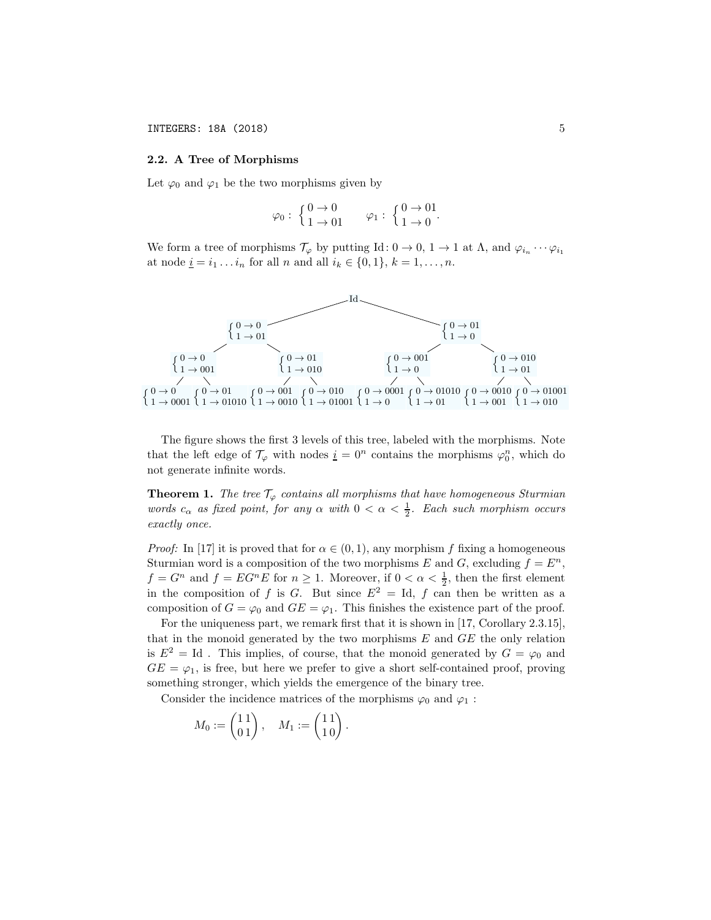### 2.2. A Tree of Morphisms

Let $\varphi_0$ and $\varphi_1$ be the two morphisms given by

$$\varphi_0 : \begin{cases} 0 \to 0 \\ 1 \to 01 \end{cases} \qquad \varphi_1 : \begin{cases} 0 \to 01 \\ 1 \to 0 \end{cases}.$$

We form a tree of morphisms $\mathcal{T}_\varphi$ by putting $\mathrm{Id}\colon 0 \to 0,\ 1 \to 1$ at $\Lambda$, and $\varphi_{i_n} \cdots \varphi_{i_1}$ at node $\underline{i} = i_1 \dots i_n$ for all $n$ and all $i_k \in \{0, 1\}$, $k = 1, \dots, n$.

Level 0: Id

Level 1:
$$\begin{cases} 0 \to 0 \\ 1 \to 01 \end{cases} \quad \begin{cases} 0 \to 01 \\ 1 \to 0 \end{cases}$$

Level 2:
$$\begin{cases} 0 \to 0 \\ 1 \to 001 \end{cases} \quad \begin{cases} 0 \to 01 \\ 1 \to 010 \end{cases} \quad \begin{cases} 0 \to 001 \\ 1 \to 0 \end{cases} \quad \begin{cases} 0 \to 010 \\ 1 \to 01 \end{cases}$$

Level 3:
$$\begin{cases} 0 \to 0 \\ 1 \to 0001 \end{cases} \begin{cases} 0 \to 01 \\ 1 \to 01010 \end{cases} \begin{cases} 0 \to 001 \\ 1 \to 0010 \end{cases} \begin{cases} 0 \to 010 \\ 1 \to 01001 \end{cases} \begin{cases} 0 \to 0001 \\ 1 \to 0 \end{cases} \begin{cases} 0 \to 01010 \\ 1 \to 01 \end{cases} \begin{cases} 0 \to 0010 \\ 1 \to 001 \end{cases} \begin{cases} 0 \to 01001 \\ 1 \to 010 \end{cases}$$

The figure shows the first 3 levels of this tree, labeled with the morphisms. Note that the left edge of $\mathcal{T}_\varphi$ with nodes $\underline{i} = 0^n$ contains the morphisms $\varphi_0^n$, which do not generate infinite words.

**Theorem 1.** *The tree $\mathcal{T}_\varphi$ contains all morphisms that have homogeneous Sturmian words $c_\alpha$ as fixed point, for any $\alpha$ with $0 < \alpha < \frac{1}{2}$. Each such morphism occurs exactly once.*

*Proof:* In [17] it is proved that for $\alpha \in (0, 1)$, any morphism $f$ fixing a homogeneous Sturmian word is a composition of the two morphisms $E$ and $G$, excluding $f = E^n$, $f = G^n$ and $f = EG^nE$ for $n \geq 1$. Moreover, if $0 < \alpha < \frac{1}{2}$, then the first element in the composition of $f$ is $G$. But since $E^2 = \mathrm{Id}$, $f$ can then be written as a composition of $G = \varphi_0$ and $GE = \varphi_1$. This finishes the existence part of the proof.

For the uniqueness part, we remark first that it is shown in [17, Corollary 2.3.15], that in the monoid generated by the two morphisms $E$ and $GE$ the only relation is $E^2 = \mathrm{Id}$ . This implies, of course, that the monoid generated by $G = \varphi_0$ and $GE = \varphi_1$, is free, but here we prefer to give a short self-contained proof, proving something stronger, which yields the emergence of the binary tree.

Consider the incidence matrices of the morphisms $\varphi_0$ and $\varphi_1$ :

$$M_0 := \begin{pmatrix} 1\,1 \\ 0\,1 \end{pmatrix}, \quad M_1 := \begin{pmatrix} 1\,1 \\ 1\,0 \end{pmatrix}.$$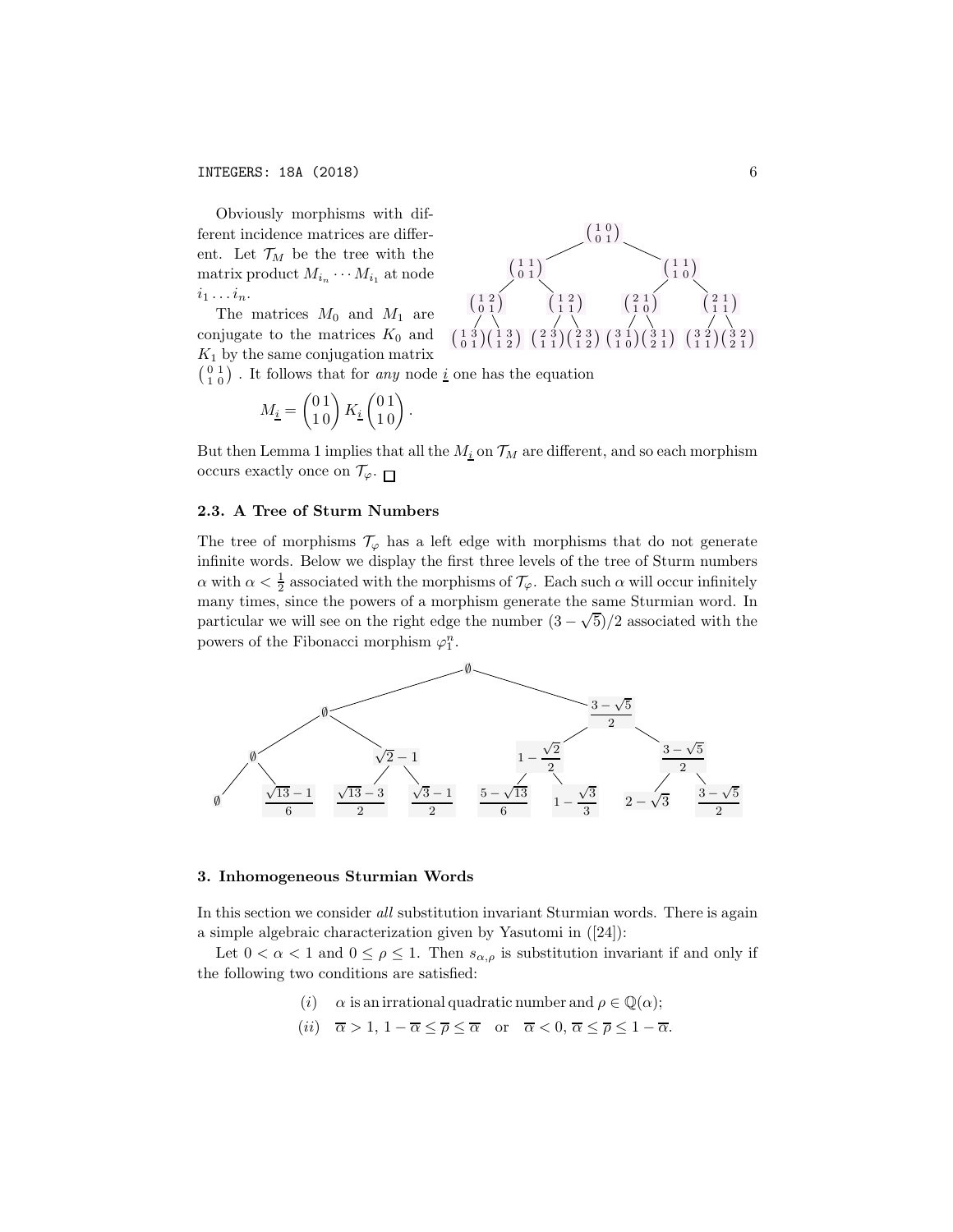Obviously morphisms with different incidence matrices are different. Let $\mathcal{T}_M$ be the tree with the matrix product $M_{i_n}\cdots M_{i_1}$ at node $i_1\dots i_n$.

The matrices $M_0$ and $M_1$ are conjugate to the matrices $K_0$ and $K_1$ by the same conjugation matrix $\left(\begin{smallmatrix}0&1\\1&0\end{smallmatrix}\right)$. It follows that for *any* node $\underline{i}$ one has the equation

$$M_{\underline{i}} = \begin{pmatrix}0\,1\\1\,0\end{pmatrix} K_{\underline{i}} \begin{pmatrix}0\,1\\1\,0\end{pmatrix}.$$

But then Lemma 1 implies that all the $M_{\underline{i}}$ on $\mathcal{T}_M$ are different, and so each morphism occurs exactly once on $\mathcal{T}_\varphi$. $\square$

Tree $\mathcal{T}_M$ (levels):

- Root: $\left(\begin{smallmatrix}1&0\\0&1\end{smallmatrix}\right)$
- Level 1: $\left(\begin{smallmatrix}1&1\\0&1\end{smallmatrix}\right)$, $\left(\begin{smallmatrix}1&1\\1&0\end{smallmatrix}\right)$
- Level 2: $\left(\begin{smallmatrix}1&2\\0&1\end{smallmatrix}\right)$, $\left(\begin{smallmatrix}1&2\\1&1\end{smallmatrix}\right)$, $\left(\begin{smallmatrix}2&1\\1&0\end{smallmatrix}\right)$, $\left(\begin{smallmatrix}2&1\\1&1\end{smallmatrix}\right)$
- Level 3: $\left(\begin{smallmatrix}1&3\\0&1\end{smallmatrix}\right)$, $\left(\begin{smallmatrix}1&3\\1&2\end{smallmatrix}\right)$, $\left(\begin{smallmatrix}2&3\\1&1\end{smallmatrix}\right)$, $\left(\begin{smallmatrix}2&3\\1&2\end{smallmatrix}\right)$, $\left(\begin{smallmatrix}3&1\\1&0\end{smallmatrix}\right)$, $\left(\begin{smallmatrix}3&1\\2&1\end{smallmatrix}\right)$, $\left(\begin{smallmatrix}3&2\\1&1\end{smallmatrix}\right)$, $\left(\begin{smallmatrix}3&2\\2&1\end{smallmatrix}\right)$

### 2.3. A Tree of Sturm Numbers

The tree of morphisms $\mathcal{T}_\varphi$ has a left edge with morphisms that do not generate infinite words. Below we display the first three levels of the tree of Sturm numbers $\alpha$ with $\alpha < \frac{1}{2}$ associated with the morphisms of $\mathcal{T}_\varphi$. Each such $\alpha$ will occur infinitely many times, since the powers of a morphism generate the same Sturmian word. In particular we will see on the right edge the number $(3-\sqrt{5})/2$ associated with the powers of the Fibonacci morphism $\varphi_1^n$.

- Root: $\emptyset$
- Level 1: $\emptyset$, $\frac{3-\sqrt{5}}{2}$
- Level 2: $\emptyset$, $\sqrt{2}-1$, $1-\frac{\sqrt{2}}{2}$, $\frac{3-\sqrt{5}}{2}$
- Level 3: $\emptyset$, $\frac{\sqrt{13}-1}{6}$, $\frac{\sqrt{13}-3}{2}$, $\frac{\sqrt{3}-1}{2}$, $\frac{5-\sqrt{13}}{6}$, $1-\frac{\sqrt{3}}{3}$, $2-\sqrt{3}$, $\frac{3-\sqrt{5}}{2}$

## 3. Inhomogeneous Sturmian Words

In this section we consider *all* substitution invariant Sturmian words. There is again a simple algebraic characterization given by Yasutomi in ([24]):

Let $0 < \alpha < 1$ and $0 \le \rho \le 1$. Then $s_{\alpha,\rho}$ is substitution invariant if and only if the following two conditions are satisfied:

$(i)$ $\alpha$ is an irrational quadratic number and $\rho \in \mathbb{Q}(\alpha)$;

$(ii)$ $\overline{\alpha} > 1,\ 1-\overline{\alpha} \le \overline{\rho} \le \overline{\alpha}$ or $\overline{\alpha} < 0,\ \overline{\alpha} \le \overline{\rho} \le 1-\overline{\alpha}$.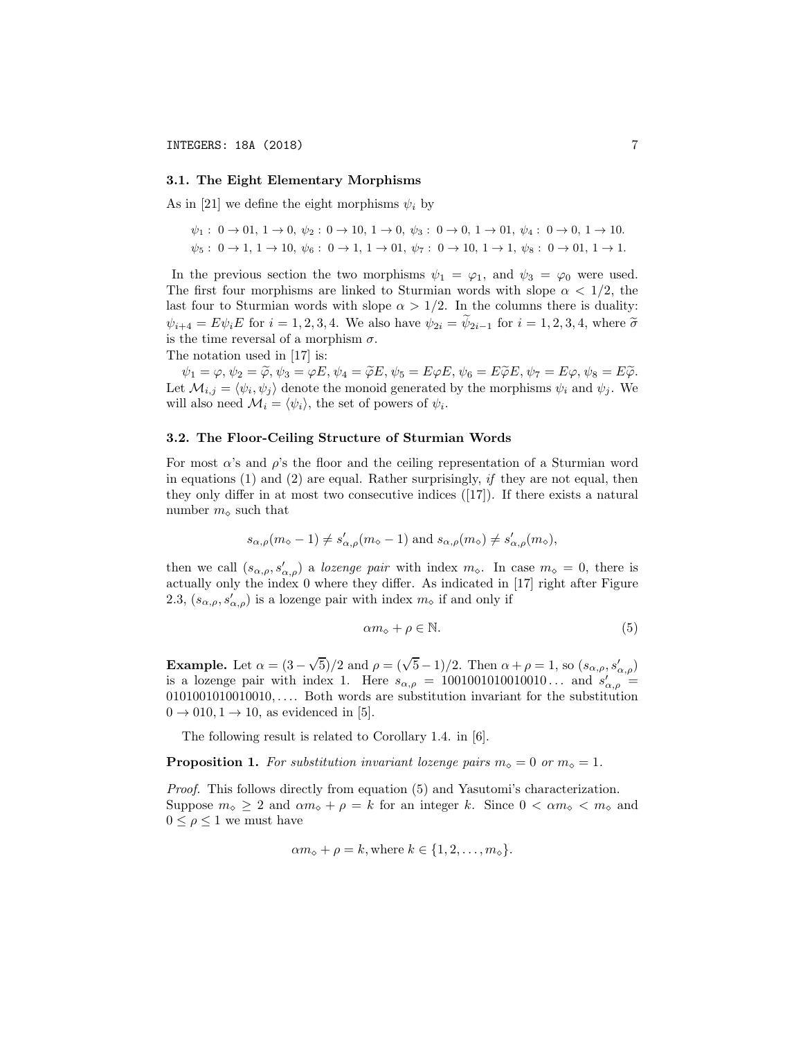### 3.1. The Eight Elementary Morphisms

As in [21] we define the eight morphisms $\psi_i$ by

$$\psi_1: 0 \to 01,\ 1 \to 0,\ \psi_2: 0 \to 10,\ 1 \to 0,\ \psi_3: 0 \to 0,\ 1 \to 01,\ \psi_4: 0 \to 0,\ 1 \to 10.$$
$$\psi_5: 0 \to 1,\ 1 \to 10,\ \psi_6: 0 \to 1,\ 1 \to 01,\ \psi_7: 0 \to 10,\ 1 \to 1,\ \psi_8: 0 \to 01,\ 1 \to 1.$$

In the previous section the two morphisms $\psi_1 = \varphi_1$, and $\psi_3 = \varphi_0$ were used. The first four morphisms are linked to Sturmian words with slope $\alpha < 1/2$, the last four to Sturmian words with slope $\alpha > 1/2$. In the columns there is duality: $\psi_{i+4} = E\psi_i E$ for $i = 1, 2, 3, 4$. We also have $\psi_{2i} = \widetilde{\psi}_{2i-1}$ for $i = 1, 2, 3, 4$, where $\widetilde{\sigma}$ is the time reversal of a morphism $\sigma$.
The notation used in [17] is:

$\psi_1 = \varphi, \psi_2 = \widetilde{\varphi}, \psi_3 = \varphi E, \psi_4 = \widetilde{\varphi} E, \psi_5 = E\varphi E, \psi_6 = E\widetilde{\varphi} E, \psi_7 = E\varphi, \psi_8 = E\widetilde{\varphi}$.
Let $\mathcal{M}_{i,j} = \langle \psi_i, \psi_j \rangle$ denote the monoid generated by the morphisms $\psi_i$ and $\psi_j$. We will also need $\mathcal{M}_i = \langle \psi_i \rangle$, the set of powers of $\psi_i$.

### 3.2. The Floor-Ceiling Structure of Sturmian Words

For most $\alpha$'s and $\rho$'s the floor and the ceiling representation of a Sturmian word in equations (1) and (2) are equal. Rather surprisingly, *if* they are not equal, then they only differ in at most two consecutive indices ([17]). If there exists a natural number $m_\diamond$ such that

$$s_{\alpha,\rho}(m_\diamond - 1) \neq s'_{\alpha,\rho}(m_\diamond - 1) \text{ and } s_{\alpha,\rho}(m_\diamond) \neq s'_{\alpha,\rho}(m_\diamond),$$

then we call $(s_{\alpha,\rho}, s'_{\alpha,\rho})$ a *lozenge pair* with index $m_\diamond$. In case $m_\diamond = 0$, there is actually only the index 0 where they differ. As indicated in [17] right after Figure 2.3, $(s_{\alpha,\rho}, s'_{\alpha,\rho})$ is a lozenge pair with index $m_\diamond$ if and only if

$$\alpha m_\diamond + \rho \in \mathbb{N}. \tag{5}$$

**Example.** Let $\alpha = (3 - \sqrt{5})/2$ and $\rho = (\sqrt{5} - 1)/2$. Then $\alpha + \rho = 1$, so $(s_{\alpha,\rho}, s'_{\alpha,\rho})$ is a lozenge pair with index 1. Here $s_{\alpha,\rho} = 1001001010010010\ldots$ and $s'_{\alpha,\rho} = 0101001010010010, \ldots$. Both words are substitution invariant for the substitution $0 \to 010, 1 \to 10$, as evidenced in [5].

The following result is related to Corollary 1.4. in [6].

**Proposition 1.** *For substitution invariant lozenge pairs $m_\diamond = 0$ or $m_\diamond = 1$.*

*Proof.* This follows directly from equation (5) and Yasutomi's characterization. Suppose $m_\diamond \geq 2$ and $\alpha m_\diamond + \rho = k$ for an integer $k$. Since $0 < \alpha m_\diamond < m_\diamond$ and $0 \leq \rho \leq 1$ we must have

$$\alpha m_\diamond + \rho = k, \text{where } k \in \{1, 2, \ldots, m_\diamond\}.$$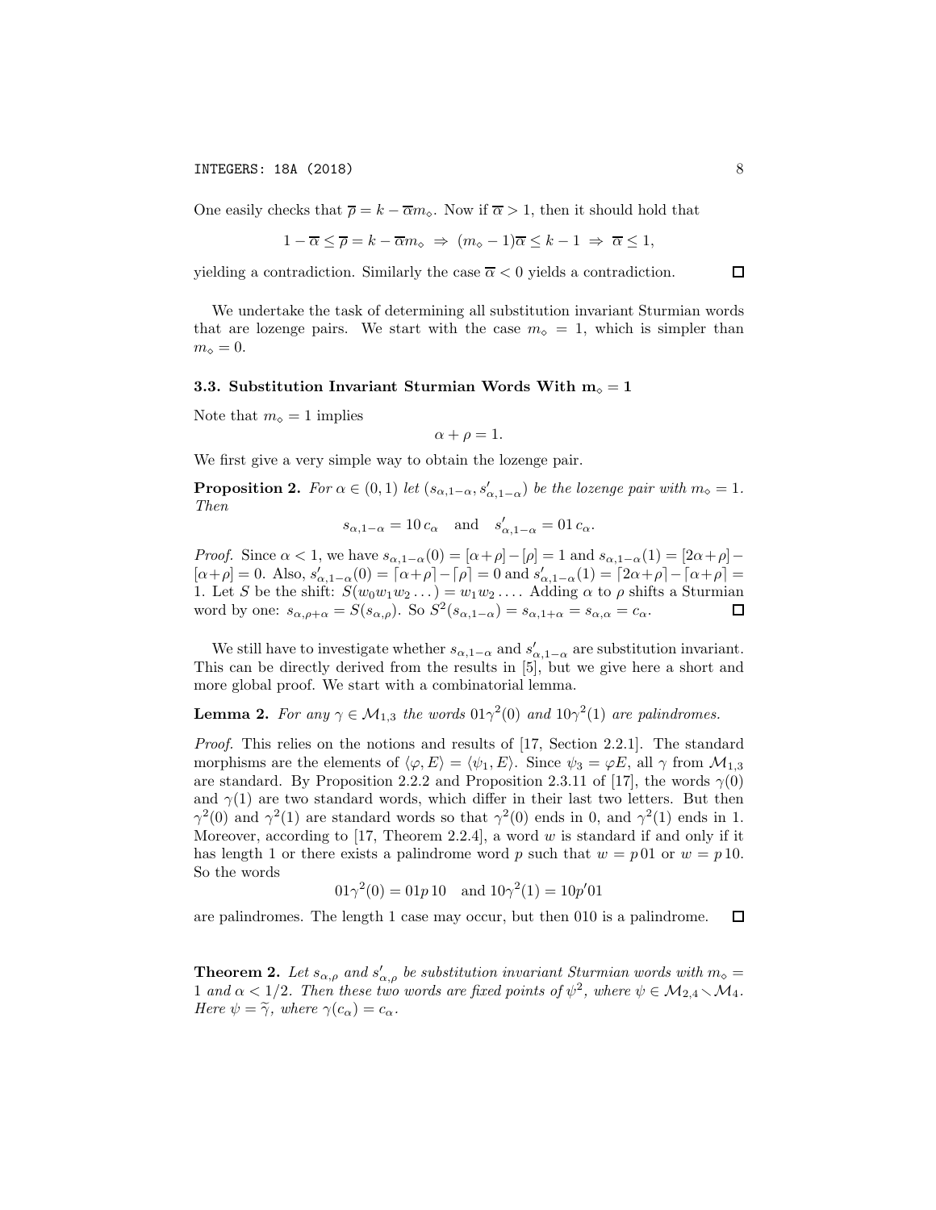One easily checks that $\overline{\rho} = k - \overline{\alpha} m_\diamond$. Now if $\overline{\alpha} > 1$, then it should hold that

$$1 - \overline{\alpha} \le \overline{\rho} = k - \overline{\alpha} m_\diamond \;\Rightarrow\; (m_\diamond - 1)\overline{\alpha} \le k - 1 \;\Rightarrow\; \overline{\alpha} \le 1,$$

yielding a contradiction. Similarly the case $\overline{\alpha} < 0$ yields a contradiction. $\square$

We undertake the task of determining all substitution invariant Sturmian words that are lozenge pairs. We start with the case $m_\diamond = 1$, which is simpler than $m_\diamond = 0$.

### 3.3. Substitution Invariant Sturmian Words With $m_\diamond = 1$

Note that $m_\diamond = 1$ implies

$$\alpha + \rho = 1.$$

We first give a very simple way to obtain the lozenge pair.

**Proposition 2.** *For $\alpha \in (0, 1)$ let $(s_{\alpha,1-\alpha}, s'_{\alpha,1-\alpha})$ be the lozenge pair with $m_\diamond = 1$. Then*

$$s_{\alpha,1-\alpha} = 10\, c_\alpha \quad \text{and} \quad s'_{\alpha,1-\alpha} = 01\, c_\alpha.$$

*Proof.* Since $\alpha < 1$, we have $s_{\alpha,1-\alpha}(0) = [\alpha+\rho] - [\rho] = 1$ and $s_{\alpha,1-\alpha}(1) = [2\alpha+\rho] - [\alpha+\rho] = 0$. Also, $s'_{\alpha,1-\alpha}(0) = \lceil \alpha+\rho \rceil - \lceil \rho \rceil = 0$ and $s'_{\alpha,1-\alpha}(1) = \lceil 2\alpha+\rho \rceil - \lceil \alpha+\rho \rceil = 1$. Let $S$ be the shift: $S(w_0w_1w_2\dots) = w_1w_2\dots$. Adding $\alpha$ to $\rho$ shifts a Sturmian word by one: $s_{\alpha,\rho+\alpha} = S(s_{\alpha,\rho})$. So $S^2(s_{\alpha,1-\alpha}) = s_{\alpha,1+\alpha} = s_{\alpha,\alpha} = c_\alpha$. $\square$

We still have to investigate whether $s_{\alpha,1-\alpha}$ and $s'_{\alpha,1-\alpha}$ are substitution invariant. This can be directly derived from the results in [5], but we give here a short and more global proof. We start with a combinatorial lemma.

**Lemma 2.** *For any $\gamma \in \mathcal{M}_{1,3}$ the words $01\gamma^2(0)$ and $10\gamma^2(1)$ are palindromes.*

*Proof.* This relies on the notions and results of [17, Section 2.2.1]. The standard morphisms are the elements of $\langle \varphi, E \rangle = \langle \psi_1, E \rangle$. Since $\psi_3 = \varphi E$, all $\gamma$ from $\mathcal{M}_{1,3}$ are standard. By Proposition 2.2.2 and Proposition 2.3.11 of [17], the words $\gamma(0)$ and $\gamma(1)$ are two standard words, which differ in their last two letters. But then $\gamma^2(0)$ and $\gamma^2(1)$ are standard words so that $\gamma^2(0)$ ends in 0, and $\gamma^2(1)$ ends in 1. Moreover, according to [17, Theorem 2.2.4], a word $w$ is standard if and only if it has length 1 or there exists a palindrome word $p$ such that $w = p\,01$ or $w = p\,10$. So the words

$$01\gamma^2(0) = 01p\,10 \quad \text{and}\; 10\gamma^2(1) = 10p'01$$

are palindromes. The length 1 case may occur, but then 010 is a palindrome. $\square$

**Theorem 2.** *Let $s_{\alpha,\rho}$ and $s'_{\alpha,\rho}$ be substitution invariant Sturmian words with $m_\diamond = 1$ and $\alpha < 1/2$. Then these two words are fixed points of $\psi^2$, where $\psi \in \mathcal{M}_{2,4} \smallsetminus \mathcal{M}_4$. Here $\psi = \widetilde{\gamma}$, where $\gamma(c_\alpha) = c_\alpha$.*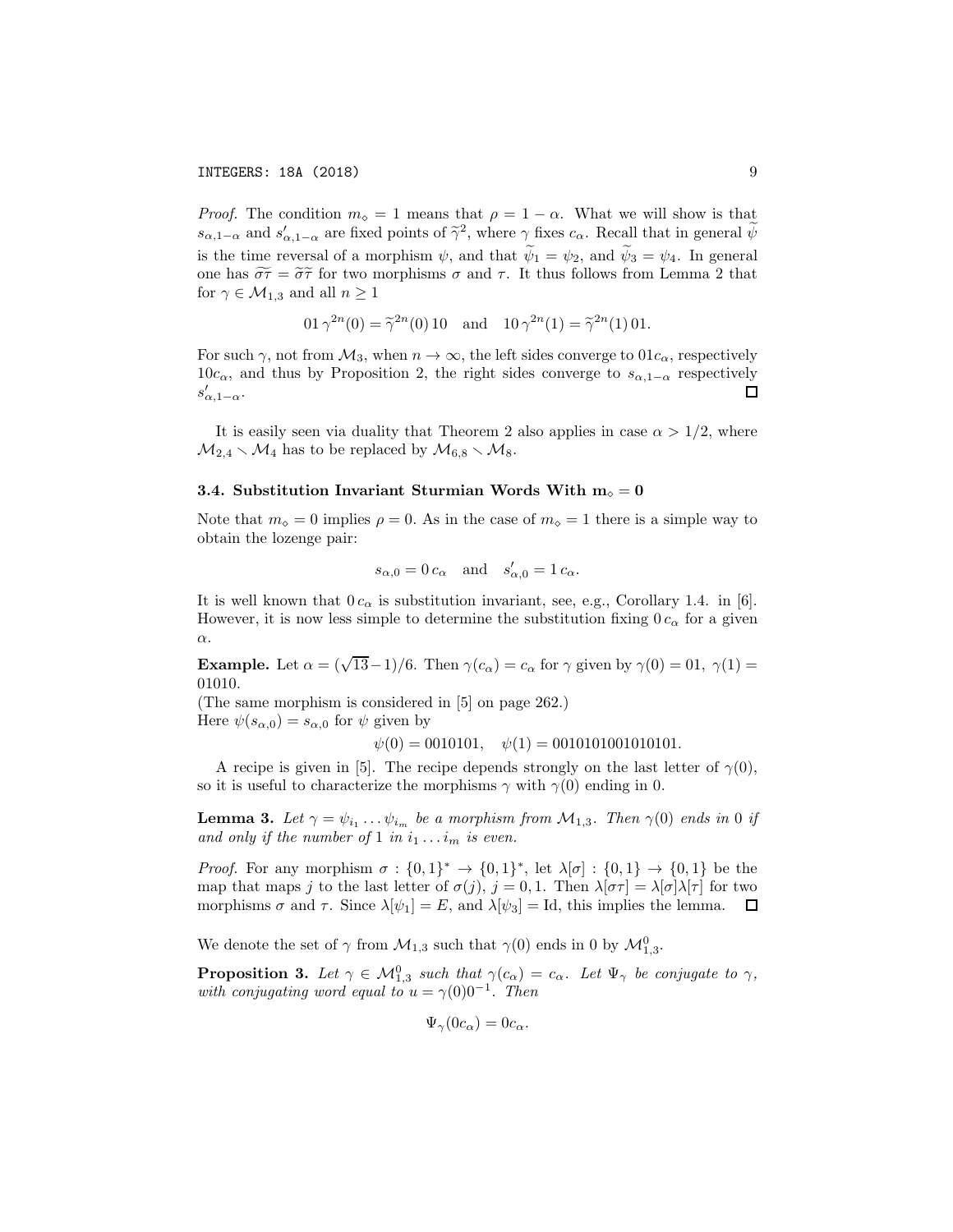*Proof.* The condition $m_\diamond = 1$ means that $\rho = 1 - \alpha$. What we will show is that $s_{\alpha,1-\alpha}$ and $s'_{\alpha,1-\alpha}$ are fixed points of $\widetilde{\gamma}^2$, where $\gamma$ fixes $c_\alpha$. Recall that in general $\widetilde{\psi}$ is the time reversal of a morphism $\psi$, and that $\widetilde{\psi}_1 = \psi_2$, and $\widetilde{\psi}_3 = \psi_4$. In general one has $\widetilde{\sigma\tau} = \widetilde{\sigma}\widetilde{\tau}$ for two morphisms $\sigma$ and $\tau$. It thus follows from Lemma 2 that for $\gamma \in \mathcal{M}_{1,3}$ and all $n \geq 1$

$$01\,\gamma^{2n}(0) = \widetilde{\gamma}^{2n}(0)\,10 \quad \text{and} \quad 10\,\gamma^{2n}(1) = \widetilde{\gamma}^{2n}(1)\,01.$$

For such $\gamma$, not from $\mathcal{M}_3$, when $n \to \infty$, the left sides converge to $01c_\alpha$, respectively $10c_\alpha$, and thus by Proposition 2, the right sides converge to $s_{\alpha,1-\alpha}$ respectively $s'_{\alpha,1-\alpha}$. $\square$

It is easily seen via duality that Theorem 2 also applies in case $\alpha > 1/2$, where $\mathcal{M}_{2,4} \setminus \mathcal{M}_4$ has to be replaced by $\mathcal{M}_{6,8} \setminus \mathcal{M}_8$.

### 3.4. Substitution Invariant Sturmian Words With $\mathbf{m_\diamond = 0}$

Note that $m_\diamond = 0$ implies $\rho = 0$. As in the case of $m_\diamond = 1$ there is a simple way to obtain the lozenge pair:

$$s_{\alpha,0} = 0\,c_\alpha \quad \text{and} \quad s'_{\alpha,0} = 1\,c_\alpha.$$

It is well known that $0\,c_\alpha$ is substitution invariant, see, e.g., Corollary 1.4. in [6]. However, it is now less simple to determine the substitution fixing $0\,c_\alpha$ for a given $\alpha$.

**Example.** Let $\alpha = (\sqrt{13}-1)/6$. Then $\gamma(c_\alpha) = c_\alpha$ for $\gamma$ given by $\gamma(0) = 01$, $\gamma(1) = 01010$.
(The same morphism is considered in [5] on page 262.)
Here $\psi(s_{\alpha,0}) = s_{\alpha,0}$ for $\psi$ given by

$$\psi(0) = 0010101, \quad \psi(1) = 0010101001010101.$$

A recipe is given in [5]. The recipe depends strongly on the last letter of $\gamma(0)$, so it is useful to characterize the morphisms $\gamma$ with $\gamma(0)$ ending in 0.

**Lemma 3.** *Let $\gamma = \psi_{i_1} \ldots \psi_{i_m}$ be a morphism from $\mathcal{M}_{1,3}$. Then $\gamma(0)$ ends in 0 if and only if the number of 1 in $i_1 \ldots i_m$ is even.*

*Proof.* For any morphism $\sigma : \{0,1\}^* \to \{0,1\}^*$, let $\lambda[\sigma] : \{0,1\} \to \{0,1\}$ be the map that maps $j$ to the last letter of $\sigma(j)$, $j = 0,1$. Then $\lambda[\sigma\tau] = \lambda[\sigma]\lambda[\tau]$ for two morphisms $\sigma$ and $\tau$. Since $\lambda[\psi_1] = E$, and $\lambda[\psi_3] = \mathrm{Id}$, this implies the lemma. $\square$

We denote the set of $\gamma$ from $\mathcal{M}_{1,3}$ such that $\gamma(0)$ ends in 0 by $\mathcal{M}^0_{1,3}$.

**Proposition 3.** *Let $\gamma \in \mathcal{M}^0_{1,3}$ such that $\gamma(c_\alpha) = c_\alpha$. Let $\Psi_\gamma$ be conjugate to $\gamma$, with conjugating word equal to $u = \gamma(0)0^{-1}$. Then*

$$\Psi_\gamma(0c_\alpha) = 0c_\alpha.$$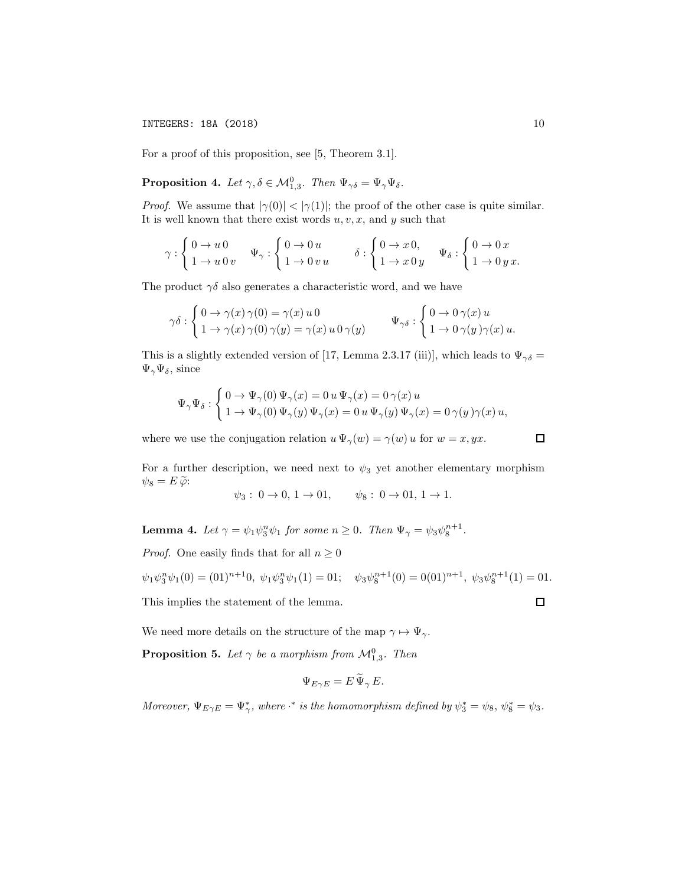For a proof of this proposition, see [5, Theorem 3.1].

**Proposition 4.** *Let $\gamma, \delta \in \mathcal{M}^0_{1,3}$. Then $\Psi_{\gamma\delta} = \Psi_\gamma \Psi_\delta$.*

*Proof.* We assume that $|\gamma(0)| < |\gamma(1)|$; the proof of the other case is quite similar. It is well known that there exist words $u, v, x$, and $y$ such that

$$\gamma : \begin{cases} 0 \to u\,0 \\ 1 \to u\,0\,v \end{cases} \quad \Psi_\gamma : \begin{cases} 0 \to 0\,u \\ 1 \to 0\,v\,u \end{cases} \qquad \delta : \begin{cases} 0 \to x\,0, \\ 1 \to x\,0\,y \end{cases} \quad \Psi_\delta : \begin{cases} 0 \to 0\,x \\ 1 \to 0\,y\,x. \end{cases}$$

The product $\gamma\delta$ also generates a characteristic word, and we have

$$\gamma\delta : \begin{cases} 0 \to \gamma(x)\,\gamma(0) = \gamma(x)\,u\,0 \\ 1 \to \gamma(x)\,\gamma(0)\,\gamma(y) = \gamma(x)\,u\,0\,\gamma(y) \end{cases} \qquad \Psi_{\gamma\delta} : \begin{cases} 0 \to 0\,\gamma(x)\,u \\ 1 \to 0\,\gamma(y\,)\gamma(x)\,u. \end{cases}$$

This is a slightly extended version of [17, Lemma 2.3.17 (iii)], which leads to $\Psi_{\gamma\delta} = \Psi_\gamma\Psi_\delta$, since

$$\Psi_\gamma\Psi_\delta : \begin{cases} 0 \to \Psi_\gamma(0)\,\Psi_\gamma(x) = 0\,u\,\Psi_\gamma(x) = 0\,\gamma(x)\,u \\ 1 \to \Psi_\gamma(0)\,\Psi_\gamma(y)\,\Psi_\gamma(x) = 0\,u\,\Psi_\gamma(y)\,\Psi_\gamma(x) = 0\,\gamma(y\,)\gamma(x)\,u, \end{cases}$$

where we use the conjugation relation $u\,\Psi_\gamma(w) = \gamma(w)\,u$ for $w = x, yx$. □

For a further description, we need next to $\psi_3$ yet another elementary morphism $\psi_8 = E\,\widetilde{\varphi}$:

$$\psi_3 : \; 0 \to 0,\; 1 \to 01, \qquad \psi_8 : \; 0 \to 01,\; 1 \to 1.$$

**Lemma 4.** *Let $\gamma = \psi_1\psi_3^n\psi_1$ for some $n \geq 0$. Then $\Psi_\gamma = \psi_3\psi_8^{n+1}$.*

*Proof.* One easily finds that for all $n \geq 0$

$$\psi_1\psi_3^n\psi_1(0) = (01)^{n+1}0,\; \psi_1\psi_3^n\psi_1(1) = 01; \quad \psi_3\psi_8^{n+1}(0) = 0(01)^{n+1},\; \psi_3\psi_8^{n+1}(1) = 01.$$

This implies the statement of the lemma. □

We need more details on the structure of the map $\gamma \mapsto \Psi_\gamma$.

**Proposition 5.** *Let $\gamma$ be a morphism from $\mathcal{M}^0_{1,3}$. Then*

$$\Psi_{E\gamma E} = E\,\widetilde{\Psi}_\gamma\,E.$$

*Moreover, $\Psi_{E\gamma E} = \Psi^*_\gamma$, where $\cdot^*$ is the homomorphism defined by $\psi_3^* = \psi_8$, $\psi_8^* = \psi_3$.*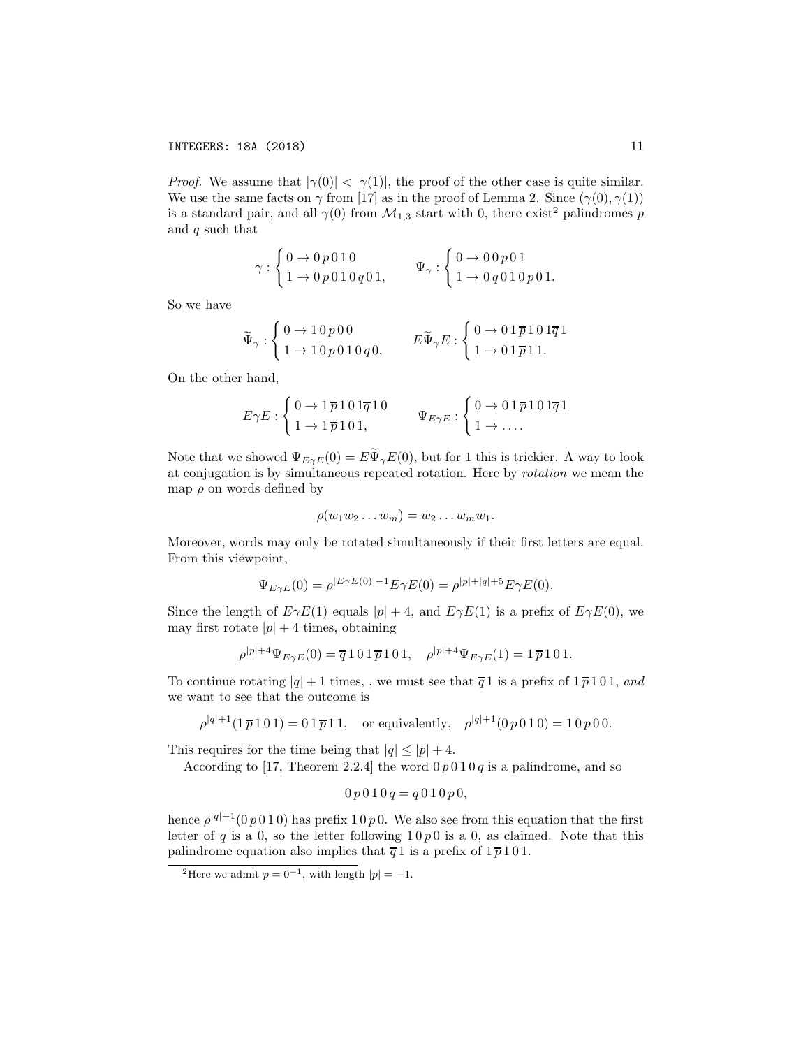*Proof.* We assume that $|\gamma(0)| < |\gamma(1)|$, the proof of the other case is quite similar. We use the same facts on $\gamma$ from [17] as in the proof of Lemma 2. Since $(\gamma(0), \gamma(1))$ is a standard pair, and all $\gamma(0)$ from $\mathcal{M}_{1,3}$ start with 0, there exist[2] palindromes $p$ and $q$ such that

$$\gamma : \begin{cases} 0 \to 0\,p\,0\,1\,0 \\ 1 \to 0\,p\,0\,1\,0\,q\,0\,1, \end{cases} \qquad \Psi_\gamma : \begin{cases} 0 \to 0\,0\,p\,0\,1 \\ 1 \to 0\,q\,0\,1\,0\,p\,0\,1. \end{cases}$$

So we have

$$\widetilde{\Psi}_\gamma : \begin{cases} 0 \to 1\,0\,p\,0\,0 \\ 1 \to 1\,0\,p\,0\,1\,0\,q\,0, \end{cases} \qquad E\widetilde{\Psi}_\gamma E : \begin{cases} 0 \to 0\,1\,\overline{p}\,1\,0\,1\overline{q}\,1 \\ 1 \to 0\,1\,\overline{p}\,1\,1. \end{cases}$$

On the other hand,

$$E\gamma E : \begin{cases} 0 \to 1\,\overline{p}\,1\,0\,1\overline{q}\,1\,0 \\ 1 \to 1\,\overline{p}\,1\,0\,1, \end{cases} \qquad \Psi_{E\gamma E} : \begin{cases} 0 \to 0\,1\,\overline{p}\,1\,0\,1\overline{q}\,1 \\ 1 \to \dots. \end{cases}$$

Note that we showed $\Psi_{E\gamma E}(0) = E\widetilde{\Psi}_\gamma E(0)$, but for 1 this is trickier. A way to look at conjugation is by simultaneous repeated rotation. Here by *rotation* we mean the map $\rho$ on words defined by

$$\rho(w_1 w_2 \dots w_m) = w_2 \dots w_m w_1.$$

Moreover, words may only be rotated simultaneously if their first letters are equal. From this viewpoint,

$$\Psi_{E\gamma E}(0) = \rho^{|E\gamma E(0)|-1} E\gamma E(0) = \rho^{|p|+|q|+5} E\gamma E(0).$$

Since the length of $E\gamma E(1)$ equals $|p| + 4$, and $E\gamma E(1)$ is a prefix of $E\gamma E(0)$, we may first rotate $|p| + 4$ times, obtaining

$$\rho^{|p|+4}\Psi_{E\gamma E}(0) = \overline{q}\,1\,0\,1\,\overline{p}\,1\,0\,1, \quad \rho^{|p|+4}\Psi_{E\gamma E}(1) = 1\,\overline{p}\,1\,0\,1.$$

To continue rotating $|q| + 1$ times, , we must see that $\overline{q}\,1$ is a prefix of $1\,\overline{p}\,1\,0\,1$, *and* we want to see that the outcome is

$$\rho^{|q|+1}(1\,\overline{p}\,1\,0\,1) = 0\,1\,\overline{p}\,1\,1, \quad \text{or equivalently,} \quad \rho^{|q|+1}(0\,p\,0\,1\,0) = 1\,0\,p\,0\,0.$$

This requires for the time being that $|q| \le |p| + 4$.

According to [17, Theorem 2.2.4] the word $0\,p\,0\,1\,0\,q$ is a palindrome, and so

$$0\,p\,0\,1\,0\,q = q\,0\,1\,0\,p\,0,$$

hence $\rho^{|q|+1}(0\,p\,0\,1\,0)$ has prefix $1\,0\,p\,0$. We also see from this equation that the first letter of $q$ is a 0, so the letter following $1\,0\,p\,0$ is a 0, as claimed. Note that this palindrome equation also implies that $\overline{q}\,1$ is a prefix of $1\,\overline{p}\,1\,0\,1$.

[2] Here we admit $p = 0^{-1}$, with length $|p| = -1$.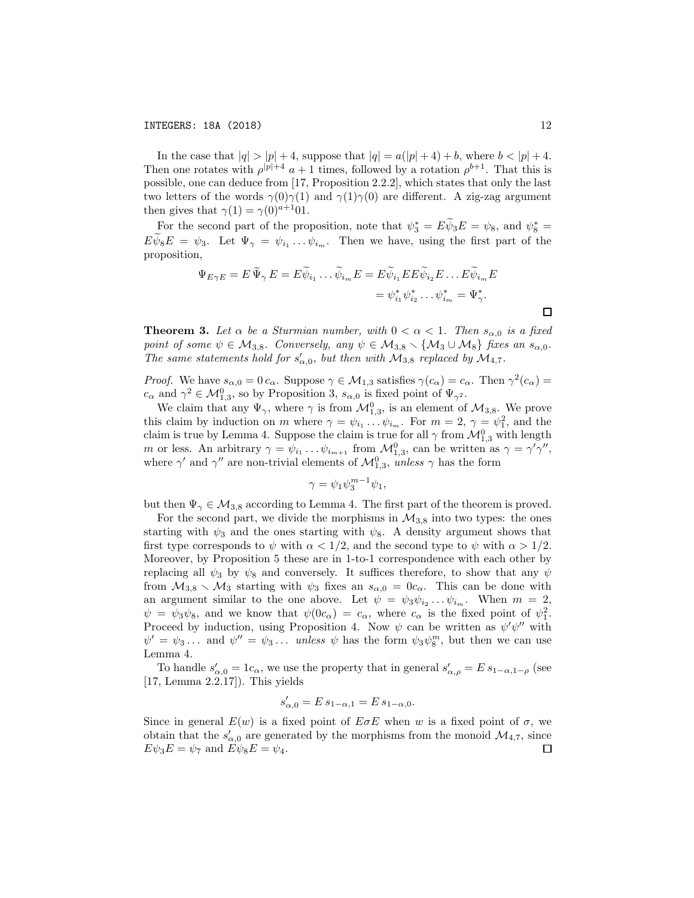In the case that $|q| > |p| + 4$, suppose that $|q| = a(|p|+4) + b$, where $b < |p| + 4$. Then one rotates with $\rho^{|p|+4}$ $a+1$ times, followed by a rotation $\rho^{b+1}$. That this is possible, one can deduce from [17, Proposition 2.2.2], which states that only the last two letters of the words $\gamma(0)\gamma(1)$ and $\gamma(1)\gamma(0)$ are different. A zig-zag argument then gives that $\gamma(1) = \gamma(0)^{a+1}01$.

For the second part of the proposition, note that $\psi_3^* = E\widetilde{\psi}_3 E = \psi_8$, and $\psi_8^* = E\widetilde{\psi}_8 E = \psi_3$. Let $\Psi_\gamma = \psi_{i_1} \ldots \psi_{i_m}$. Then we have, using the first part of the proposition,

$$
\begin{aligned}
\Psi_{E\gamma E} = E\,\widetilde{\Psi}_\gamma\,E = E\widetilde{\psi}_{i_1} \ldots \widetilde{\psi}_{i_m} E &= E\widetilde{\psi}_{i_1} E E\widetilde{\psi}_{i_2} E \ldots E\widetilde{\psi}_{i_m} E \\
&= \psi_{i_1}^* \psi_{i_2}^* \ldots \psi_{i_m}^* = \Psi_\gamma^*.
\end{aligned}
$$

□

**Theorem 3.** *Let $\alpha$ be a Sturmian number, with $0 < \alpha < 1$. Then $s_{\alpha,0}$ is a fixed point of some $\psi \in \mathcal{M}_{3,8}$. Conversely, any $\psi \in \mathcal{M}_{3,8} \smallsetminus \{\mathcal{M}_3 \cup \mathcal{M}_8\}$ fixes an $s_{\alpha,0}$. The same statements hold for $s'_{\alpha,0}$, but then with $\mathcal{M}_{3,8}$ replaced by $\mathcal{M}_{4,7}$.*

*Proof.* We have $s_{\alpha,0} = 0\,c_\alpha$. Suppose $\gamma \in \mathcal{M}_{1,3}$ satisfies $\gamma(c_\alpha) = c_\alpha$. Then $\gamma^2(c_\alpha) = c_\alpha$ and $\gamma^2 \in \mathcal{M}_{1,3}^0$, so by Proposition 3, $s_{\alpha,0}$ is fixed point of $\Psi_{\gamma^2}$.

We claim that any $\Psi_\gamma$, where $\gamma$ is from $\mathcal{M}_{1,3}^0$, is an element of $\mathcal{M}_{3,8}$. We prove this claim by induction on $m$ where $\gamma = \psi_{i_1} \ldots \psi_{i_m}$. For $m = 2$, $\gamma = \psi_1^2$, and the claim is true by Lemma 4. Suppose the claim is true for all $\gamma$ from $\mathcal{M}_{1,3}^0$ with length $m$ or less. An arbitrary $\gamma = \psi_{i_1} \ldots \psi_{i_{m+1}}$ from $\mathcal{M}_{1,3}^0$, can be written as $\gamma = \gamma'\gamma''$, where $\gamma'$ and $\gamma''$ are non-trivial elements of $\mathcal{M}_{1,3}^0$, *unless* $\gamma$ has the form

$$
\gamma = \psi_1 \psi_3^{m-1} \psi_1,
$$

but then $\Psi_\gamma \in \mathcal{M}_{3,8}$ according to Lemma 4. The first part of the theorem is proved.

For the second part, we divide the morphisms in $\mathcal{M}_{3,8}$ into two types: the ones starting with $\psi_3$ and the ones starting with $\psi_8$. A density argument shows that first type corresponds to $\psi$ with $\alpha < 1/2$, and the second type to $\psi$ with $\alpha > 1/2$. Moreover, by Proposition 5 these are in 1-to-1 correspondence with each other by replacing all $\psi_3$ by $\psi_8$ and conversely. It suffices therefore, to show that any $\psi$ from $\mathcal{M}_{3,8} \smallsetminus \mathcal{M}_3$ starting with $\psi_3$ fixes an $s_{\alpha,0} = 0c_\alpha$. This can be done with an argument similar to the one above. Let $\psi = \psi_3 \psi_{i_2} \ldots \psi_{i_m}$. When $m = 2$, $\psi = \psi_3\psi_8$, and we know that $\psi(0c_\alpha) = c_\alpha$, where $c_\alpha$ is the fixed point of $\psi_1^2$. Proceed by induction, using Proposition 4. Now $\psi$ can be written as $\psi'\psi''$ with $\psi' = \psi_3 \ldots$ and $\psi'' = \psi_3 \ldots$ *unless* $\psi$ has the form $\psi_3\psi_8^m$, but then we can use Lemma 4.

To handle $s'_{\alpha,0} = 1c_\alpha$, we use the property that in general $s'_{\alpha,\rho} = E\,s_{1-\alpha,1-\rho}$ (see [17, Lemma 2.2.17]). This yields

$$
s'_{\alpha,0} = E\,s_{1-\alpha,1} = E\,s_{1-\alpha,0}.
$$

Since in general $E(w)$ is a fixed point of $E\sigma E$ when $w$ is a fixed point of $\sigma$, we obtain that the $s'_{\alpha,0}$ are generated by the morphisms from the monoid $\mathcal{M}_{4,7}$, since $E\psi_3 E = \psi_7$ and $E\psi_8 E = \psi_4$. □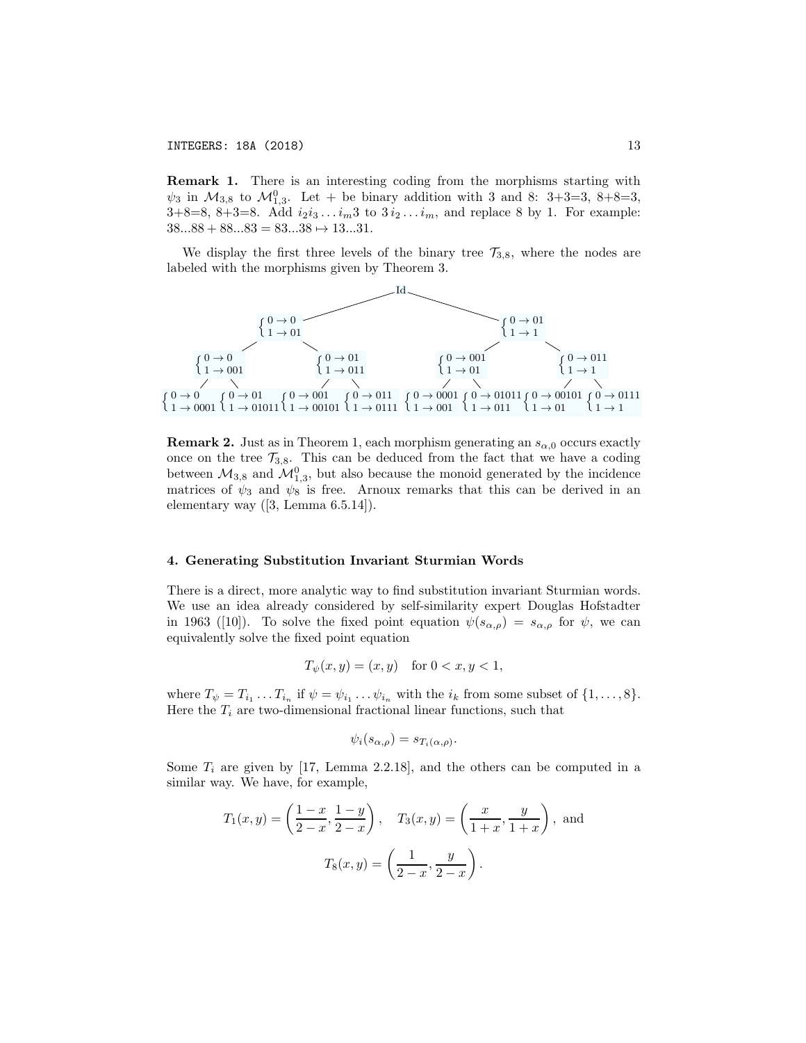**Remark 1.** There is an interesting coding from the morphisms starting with $\psi_3$ in $\mathcal{M}_{3,8}$ to $\mathcal{M}^0_{1,3}$. Let + be binary addition with 3 and 8: 3+3=3, 8+8=3, 3+8=8, 8+3=8. Add $i_2 i_3 \dots i_m 3$ to $3\, i_2 \dots i_m$, and replace 8 by 1. For example: 38...88 + 88...83 = 83...38 $\mapsto$ 13...31.

We display the first three levels of the binary tree $\mathcal{T}_{3,8}$, where the nodes are labeled with the morphisms given by Theorem 3.

Level 0: Id

Level 1: $\begin{cases} 0 \to 0 \\ 1 \to 01 \end{cases}$, $\begin{cases} 0 \to 01 \\ 1 \to 1 \end{cases}$

Level 2: $\begin{cases} 0 \to 0 \\ 1 \to 001 \end{cases}$, $\begin{cases} 0 \to 01 \\ 1 \to 011 \end{cases}$, $\begin{cases} 0 \to 001 \\ 1 \to 01 \end{cases}$, $\begin{cases} 0 \to 011 \\ 1 \to 1 \end{cases}$

Level 3: $\begin{cases} 0 \to 0 \\ 1 \to 0001 \end{cases}$, $\begin{cases} 0 \to 01 \\ 1 \to 01011 \end{cases}$, $\begin{cases} 0 \to 001 \\ 1 \to 00101 \end{cases}$, $\begin{cases} 0 \to 011 \\ 1 \to 0111 \end{cases}$, $\begin{cases} 0 \to 0001 \\ 1 \to 001 \end{cases}$, $\begin{cases} 0 \to 01011 \\ 1 \to 011 \end{cases}$, $\begin{cases} 0 \to 00101 \\ 1 \to 01 \end{cases}$, $\begin{cases} 0 \to 0111 \\ 1 \to 1 \end{cases}$

**Remark 2.** Just as in Theorem 1, each morphism generating an $s_{\alpha,0}$ occurs exactly once on the tree $\mathcal{T}_{3,8}$. This can be deduced from the fact that we have a coding between $\mathcal{M}_{3,8}$ and $\mathcal{M}^0_{1,3}$, but also because the monoid generated by the incidence matrices of $\psi_3$ and $\psi_8$ is free. Arnoux remarks that this can be derived in an elementary way ([3, Lemma 6.5.14]).

## 4. Generating Substitution Invariant Sturmian Words

There is a direct, more analytic way to find substitution invariant Sturmian words. We use an idea already considered by self-similarity expert Dughlas Hofstadter in 1963 ([10]). To solve the fixed point equation $\psi(s_{\alpha,\rho}) = s_{\alpha,\rho}$ for $\psi$, we can equivalently solve the fixed point equation

$$T_\psi(x,y) = (x,y) \quad \text{for } 0 < x, y < 1,$$

where $T_\psi = T_{i_1} \dots T_{i_n}$ if $\psi = \psi_{i_1} \dots \psi_{i_n}$ with the $i_k$ from some subset of $\{1, \dots, 8\}$. Here the $T_i$ are two-dimensional fractional linear functions, such that

$$\psi_i(s_{\alpha,\rho}) = s_{T_i(\alpha,\rho)}.$$

Some $T_i$ are given by [17, Lemma 2.2.18], and the others can be computed in a similar way. We have, for example,

$$T_1(x,y) = \left(\frac{1-x}{2-x}, \frac{1-y}{2-x}\right), \quad T_3(x,y) = \left(\frac{x}{1+x}, \frac{y}{1+x}\right), \text{ and}$$

$$T_8(x,y) = \left(\frac{1}{2-x}, \frac{y}{2-x}\right).$$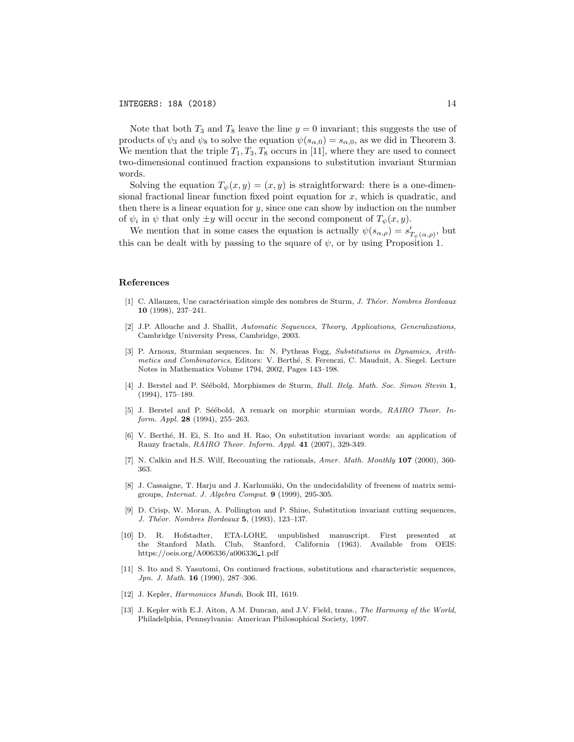Note that both $T_3$ and $T_8$ leave the line $y = 0$ invariant; this suggests the use of products of $\psi_3$ and $\psi_8$ to solve the equation $\psi(s_{\alpha,0}) = s_{\alpha,0}$, as we did in Theorem 3. We mention that the triple $T_1, T_3, T_8$ occurs in [11], where they are used to connect two-dimensional continued fraction expansions to substitution invariant Sturmian words.

Solving the equation $T_\psi(x, y) = (x, y)$ is straightforward: there is a one-dimensional fractional linear function fixed point equation for $x$, which is quadratic, and then there is a linear equation for $y$, since one can show by induction on the number of $\psi_i$ in $\psi$ that only $\pm y$ will occur in the second component of $T_\psi(x, y)$.

We mention that in some cases the equation is actually $\psi(s_{\alpha,\rho}) = s'_{T_\psi(\alpha,\rho)}$, but this can be dealt with by passing to the square of $\psi$, or by using Proposition 1.

## References

[1] C. Allauzen, Une caractérisation simple des nombres de Sturm, *J. Théor. Nombres Bordeaux* **10** (1998), 237–241.

[2] J.P. Allouche and J. Shallit, *Automatic Sequences, Theory, Applications, Generalizations*, Cambridge University Press, Cambridge, 2003.

[3] P. Arnoux, Sturmian sequences. In: N. Pytheas Fogg, *Substitutions in Dynamics, Arithmetics and Combinatorics*, Editors: V. Berthé, S. Ferenczi, C. Mauduit, A. Siegel. Lecture Notes in Mathematics Volume 1794, 2002, Pages 143–198.

[4] J. Berstel and P. Séébold, Morphismes de Sturm, *Bull. Belg. Math. Soc. Simon Stevin* **1**, (1994), 175–189.

[5] J. Berstel and P. Séébold, A remark on morphic sturmian words, *RAIRO Theor. Inform. Appl.* **28** (1994), 255–263.

[6] V. Berthé, H. Ei, S. Ito and H. Rao, On substitution invariant words: an application of Rauzy fractals, *RAIRO Theor. Inform. Appl.* **41** (2007), 329-349.

[7] N. Calkin and H.S. Wilf, Recounting the rationals, *Amer. Math. Monthly* **107** (2000), 360-363.

[8] J. Cassaigne, T. Harju and J. Karhumäki, On the undecidability of freeness of matrix semigroups, *Internat. J. Algebra Comput.* **9** (1999), 295-305.

[9] D. Crisp, W. Moran, A. Pollington and P. Shiue, Substitution invariant cutting sequences, *J. Théor. Nombres Bordeaux* **5**, (1993), 123–137.

[10] D. R. Hofstadter, ETA-LORE, unpublished manuscript. First presented at the Stanford Math. Club, Stanford, California (1963). Available from OEIS: https://oeis.org/A006336/a006336_1.pdf

[11] S. Ito and S. Yasutomi, On continued fractions, substitutions and characteristic sequences, *Jpn. J. Math.* **16** (1990), 287–306.

[12] J. Kepler, *Harmonices Mundi*, Book III, 1619.

[13] J. Kepler with E.J. Aiton, A.M. Duncan, and J.V. Field, trans., *The Harmony of the World*, Philadelphia, Pennsylvania: American Philosophical Society, 1997.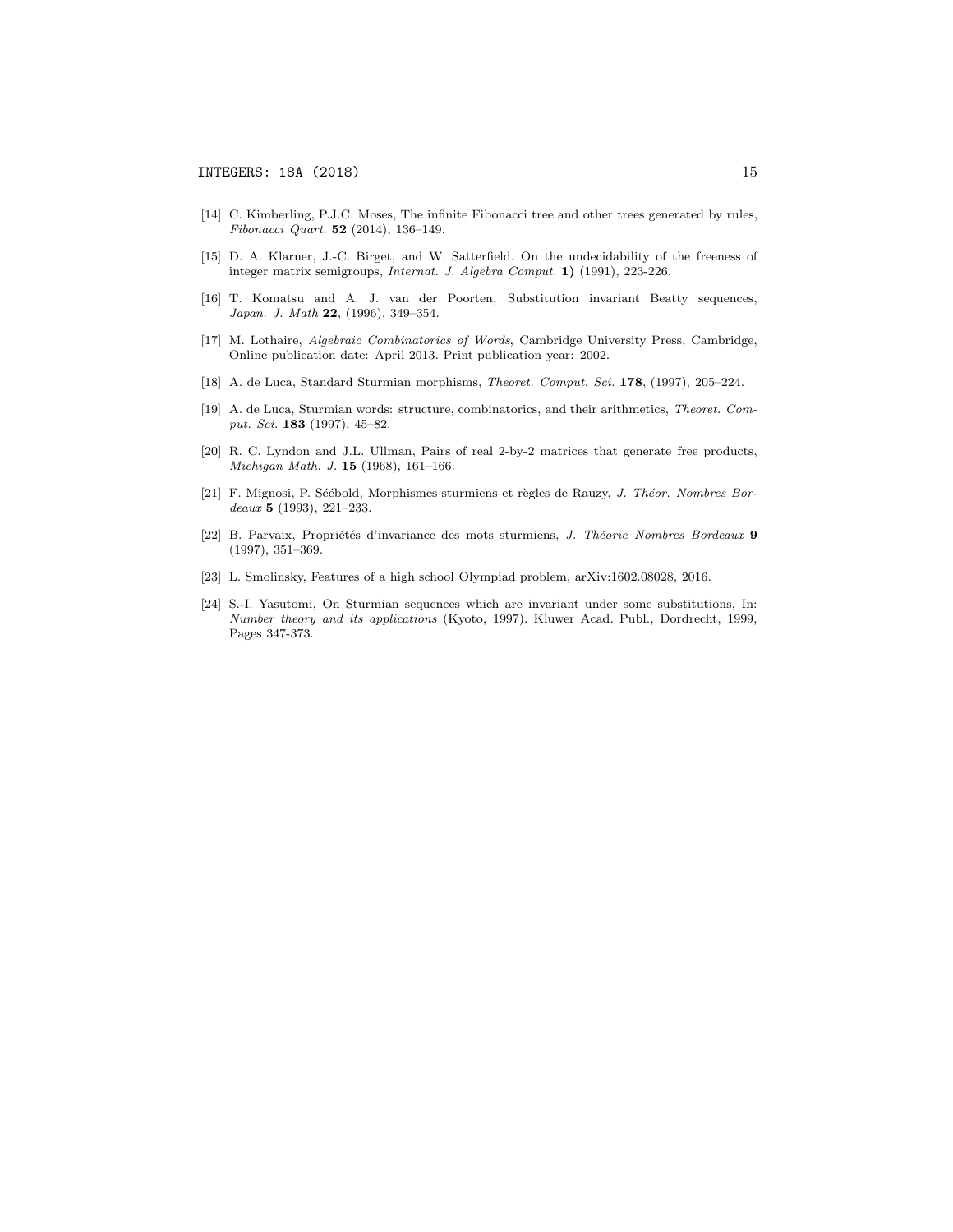[14] C. Kimberling, P.J.C. Moses, The infinite Fibonacci tree and other trees generated by rules, *Fibonacci Quart.* **52** (2014), 136–149.

[15] D. A. Klarner, J.-C. Birget, and W. Satterfield. On the undecidability of the freeness of integer matrix semigroups, *Internat. J. Algebra Comput.* **1)** (1991), 223-226.

[16] T. Komatsu and A. J. van der Poorten, Substitution invariant Beatty sequences, *Japan. J. Math* **22**, (1996), 349–354.

[17] M. Lothaire, *Algebraic Combinatorics of Words*, Cambridge University Press, Cambridge, Online publication date: April 2013. Print publication year: 2002.

[18] A. de Luca, Standard Sturmian morphisms, *Theoret. Comput. Sci.* **178**, (1997), 205–224.

[19] A. de Luca, Sturmian words: structure, combinatorics, and their arithmetics, *Theoret. Comput. Sci.* **183** (1997), 45–82.

[20] R. C. Lyndon and J.L. Ullman, Pairs of real 2-by-2 matrices that generate free products, *Michigan Math. J.* **15** (1968), 161–166.

[21] F. Mignosi, P. Séébold, Morphismes sturmiens et règles de Rauzy, *J. Théor. Nombres Bordeaux* **5** (1993), 221–233.

[22] B. Parvaix, Propriétés d'invariance des mots sturmiens, *J. Théorie Nombres Bordeaux* **9** (1997), 351–369.

[23] L. Smolinsky, Features of a high school Olympiad problem, arXiv:1602.08028, 2016.

[24] S.-I. Yasutomi, On Sturmian sequences which are invariant under some substitutions, In: *Number theory and its applications* (Kyoto, 1997). Kluwer Acad. Publ., Dordrecht, 1999, Pages 347-373.